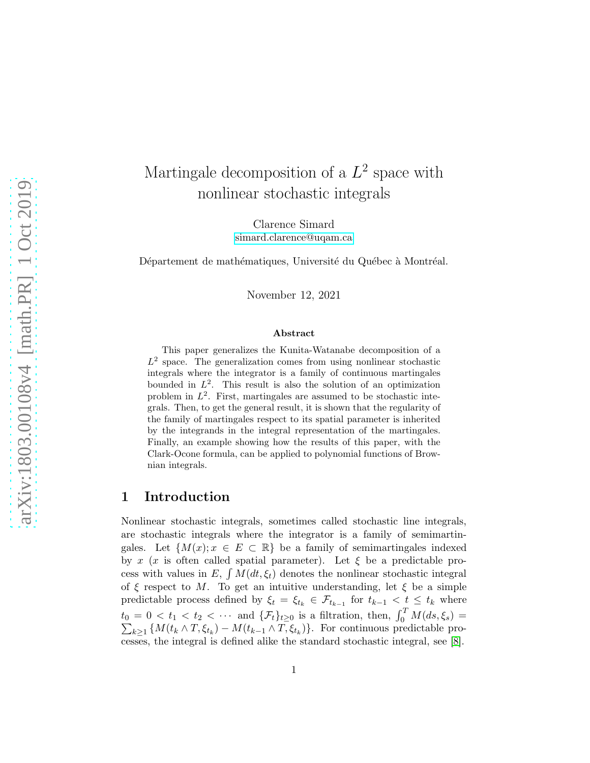# Martingale decomposition of a $L^2$ space with nonlinear stochastic integrals

Clarence Simard
simard.clarence@uqam.ca

Département de mathématiques, Université du Québec à Montréal.

November 12, 2021

### Abstract

This paper generalizes the Kunita-Watanabe decomposition of a $L^2$ space. The generalization comes from using nonlinear stochastic integrals where the integrator is a family of continuous martingales bounded in $L^2$. This result is also the solution of an optimization problem in $L^2$. First, martingales are assumed to be stochastic integrals. Then, to get the general result, it is shown that the regularity of the family of martingales respect to its spatial parameter is inherited by the integrands in the integral representation of the martingales. Finally, an example showing how the results of this paper, with the Clark-Ocone formula, can be applied to polynomial functions of Brownian integrals.

## 1 Introduction

Nonlinear stochastic integrals, sometimes called stochastic line integrals, are stochastic integrals where the integrator is a family of semimartingales. Let $\{M(x); x \in E \subset \mathbb{R}\}$ be a family of semimartingales indexed by $x$ ($x$ is often called spatial parameter). Let $\xi$ be a predictable process with values in $E$, $\int M(dt, \xi_t)$ denotes the nonlinear stochastic integral of $\xi$ respect to $M$. To get an intuitive understanding, let $\xi$ be a simple predictable process defined by $\xi_t = \xi_{t_k} \in \mathcal{F}_{t_{k-1}}$ for $t_{k-1} < t \leq t_k$ where $t_0 = 0 < t_1 < t_2 < \cdots$ and $\{\mathcal{F}_t\}_{t \geq 0}$ is a filtration, then, $\int_0^T M(ds, \xi_s) = \sum_{k \geq 1} \{M(t_k \wedge T, \xi_{t_k}) - M(t_{k-1} \wedge T, \xi_{t_k})\}$. For continuous predictable processes, the integral is defined alike the standard stochastic integral, see [8].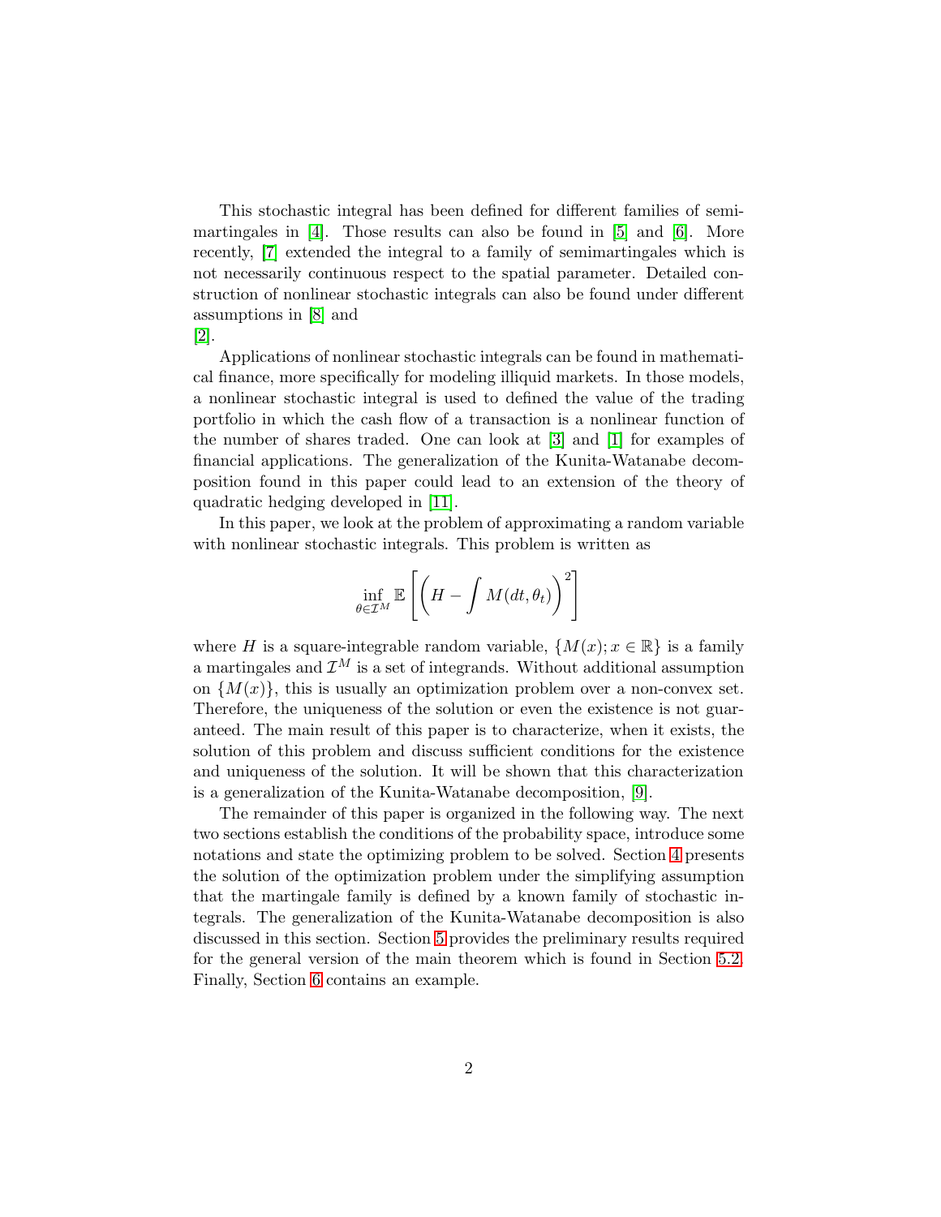This stochastic integral has been defined for different families of semimartingales in [4]. Those results can also be found in [5] and [6]. More recently, [7] extended the integral to a family of semimartingales which is not necessarily continuous respect to the spatial parameter. Detailed construction of nonlinear stochastic integrals can also be found under different assumptions in [8] and [2].

Applications of nonlinear stochastic integrals can be found in mathematical finance, more specifically for modeling illiquid markets. In those models, a nonlinear stochastic integral is used to defined the value of the trading portfolio in which the cash flow of a transaction is a nonlinear function of the number of shares traded. One can look at [3] and [1] for examples of financial applications. The generalization of the Kunita-Watanabe decomposition found in this paper could lead to an extension of the theory of quadratic hedging developed in [11].

In this paper, we look at the problem of approximating a random variable with nonlinear stochastic integrals. This problem is written as

$$\inf_{\theta \in \mathcal{I}^M} \mathbb{E}\left[\left(H - \int M(dt, \theta_t)\right)^2\right]$$

where $H$ is a square-integrable random variable, $\{M(x); x \in \mathbb{R}\}$ is a family a martingales and $\mathcal{I}^M$ is a set of integrands. Without additional assumption on $\{M(x)\}$, this is usually an optimization problem over a non-convex set. Therefore, the uniqueness of the solution or even the existence is not guaranteed. The main result of this paper is to characterize, when it exists, the solution of this problem and discuss sufficient conditions for the existence and uniqueness of the solution. It will be shown that this characterization is a generalization of the Kunita-Watanabe decomposition, [9].

The remainder of this paper is organized in the following way. The next two sections establish the conditions of the probability space, introduce some notations and state the optimizing problem to be solved. Section 4 presents the solution of the optimization problem under the simplifying assumption that the martingale family is defined by a known family of stochastic integrals. The generalization of the Kunita-Watanabe decomposition is also discussed in this section. Section 5 provides the preliminary results required for the general version of the main theorem which is found in Section 5.2. Finally, Section 6 contains an example.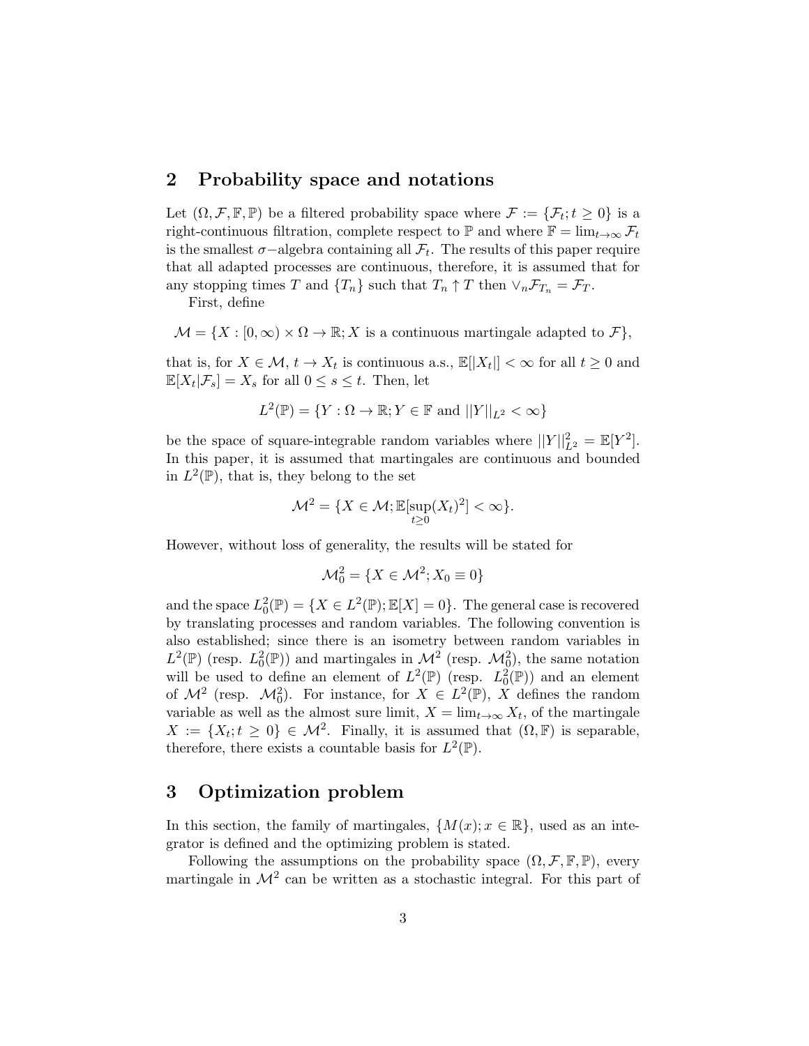## 2 Probability space and notations

Let $(\Omega, \mathcal{F}, \mathbb{F}, \mathbb{P})$ be a filtered probability space where $\mathcal{F} := \{\mathcal{F}_t; t \geq 0\}$ is a right-continuous filtration, complete respect to $\mathbb{P}$ and where $\mathbb{F} = \lim_{t\to\infty} \mathcal{F}_t$ is the smallest $\sigma-$algebra containing all $\mathcal{F}_t$. The results of this paper require that all adapted processes are continuous, therefore, it is assumed that for any stopping times $T$ and $\{T_n\}$ such that $T_n \uparrow T$ then $\vee_n \mathcal{F}_{T_n} = \mathcal{F}_T$.

First, define

$$\mathcal{M} = \{X : [0, \infty) \times \Omega \to \mathbb{R}; X \text{ is a continuous martingale adapted to } \mathcal{F}\},$$

that is, for $X \in \mathcal{M}$, $t \to X_t$ is continuous a.s., $\mathbb{E}[|X_t|] < \infty$ for all $t \geq 0$ and $\mathbb{E}[X_t|\mathcal{F}_s] = X_s$ for all $0 \leq s \leq t$. Then, let

$$L^2(\mathbb{P}) = \{Y : \Omega \to \mathbb{R}; Y \in \mathbb{F} \text{ and } ||Y||_{L^2} < \infty\}$$

be the space of square-integrable random variables where $||Y||^2_{L^2} = \mathbb{E}[Y^2]$. In this paper, it is assumed that martingales are continuous and bounded in $L^2(\mathbb{P})$, that is, they belong to the set

$$\mathcal{M}^2 = \{X \in \mathcal{M}; \mathbb{E}[\sup_{t\geq 0}(X_t)^2] < \infty\}.$$

However, without loss of generality, the results will be stated for

$$\mathcal{M}^2_0 = \{X \in \mathcal{M}^2; X_0 \equiv 0\}$$

and the space $L^2_0(\mathbb{P}) = \{X \in L^2(\mathbb{P}); \mathbb{E}[X] = 0\}$. The general case is recovered by translating processes and random variables. The following convention is also established; since there is an isometry between random variables in $L^2(\mathbb{P})$ (resp. $L^2_0(\mathbb{P})$) and martingales in $\mathcal{M}^2$ (resp. $\mathcal{M}^2_0$), the same notation will be used to define an element of $L^2(\mathbb{P})$ (resp. $L^2_0(\mathbb{P})$) and an element of $\mathcal{M}^2$ (resp. $\mathcal{M}^2_0$). For instance, for $X \in L^2(\mathbb{P})$, $X$ defines the random variable as well as the almost sure limit, $X = \lim_{t\to\infty} X_t$, of the martingale $X := \{X_t; t \geq 0\} \in \mathcal{M}^2$. Finally, it is assumed that $(\Omega, \mathbb{F})$ is separable, therefore, there exists a countable basis for $L^2(\mathbb{P})$.

## 3 Optimization problem

In this section, the family of martingales, $\{M(x); x \in \mathbb{R}\}$, used as an integrator is defined and the optimizing problem is stated.

Following the assumptions on the probability space $(\Omega, \mathcal{F}, \mathbb{F}, \mathbb{P})$, every martingale in $\mathcal{M}^2$ can be written as a stochastic integral. For this part of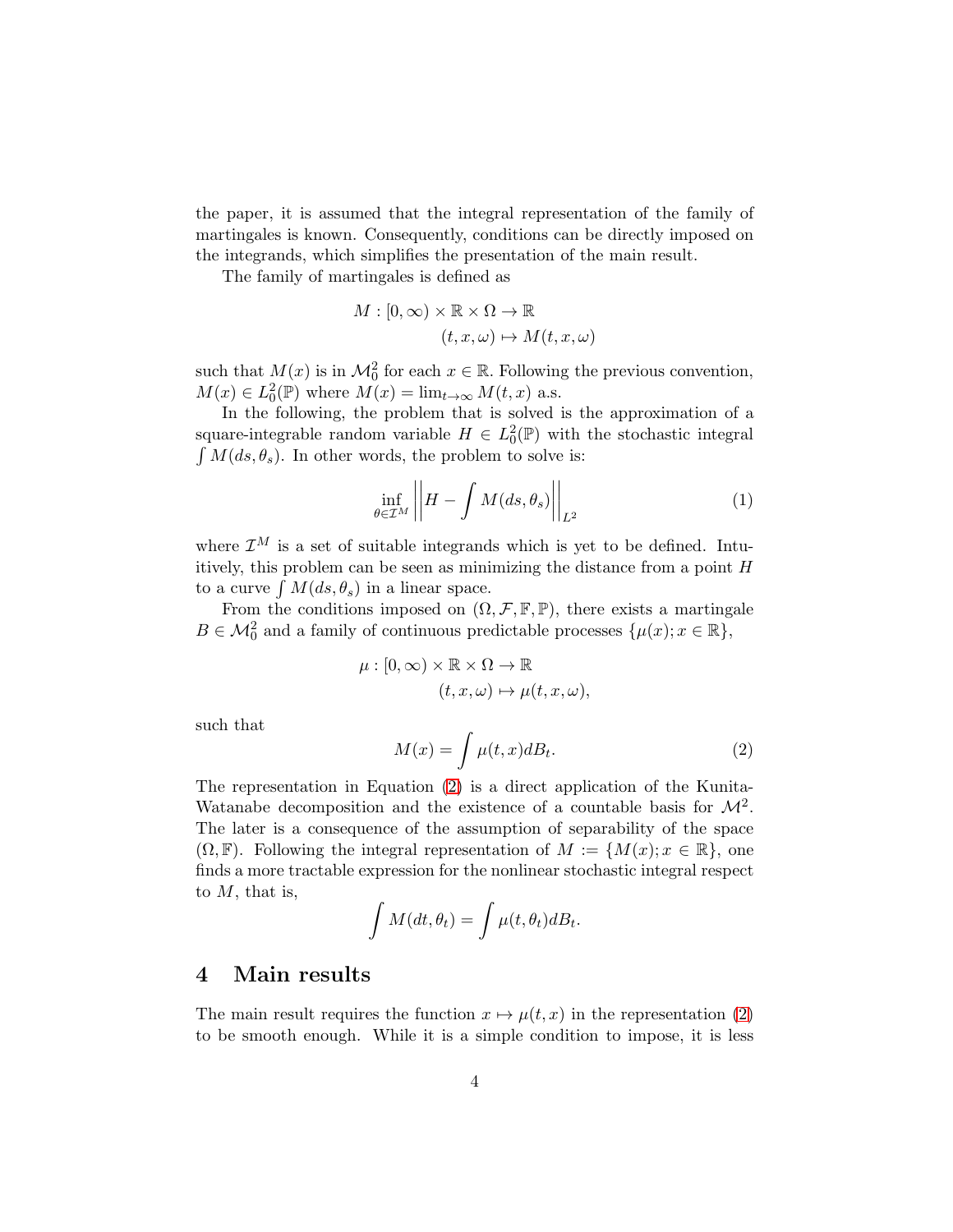the paper, it is assumed that the integral representation of the family of martingales is known. Consequently, conditions can be directly imposed on the integrands, which simplifies the presentation of the main result.

The family of martingales is defined as

$$
\begin{aligned}
M : [0, \infty) \times \mathbb{R} \times \Omega &\to \mathbb{R} \\
(t, x, \omega) &\mapsto M(t, x, \omega)
\end{aligned}
$$

such that $M(x)$ is in $\mathcal{M}_0^2$ for each $x \in \mathbb{R}$. Following the previous convention, $M(x) \in L_0^2(\mathbb{P})$ where $M(x) = \lim_{t\to\infty} M(t, x)$ a.s.

In the following, the problem that is solved is the approximation of a square-integrable random variable $H \in L_0^2(\mathbb{P})$ with the stochastic integral $\int M(ds, \theta_s)$. In other words, the problem to solve is:

$$
\inf_{\theta \in \mathcal{I}^M} \left|\left| H - \int M(ds, \theta_s) \right|\right|_{L^2} \tag{1}
$$

where $\mathcal{I}^M$ is a set of suitable integrands which is yet to be defined. Intuitively, this problem can be seen as minimizing the distance from a point $H$ to a curve $\int M(ds, \theta_s)$ in a linear space.

From the conditions imposed on $(\Omega, \mathcal{F}, \mathbb{F}, \mathbb{P})$, there exists a martingale $B \in \mathcal{M}_0^2$ and a family of continuous predictable processes $\{\mu(x); x \in \mathbb{R}\}$,

$$
\begin{aligned}
\mu : [0, \infty) \times \mathbb{R} \times \Omega &\to \mathbb{R} \\
(t, x, \omega) &\mapsto \mu(t, x, \omega),
\end{aligned}
$$

such that

$$
M(x) = \int \mu(t, x) dB_t. \tag{2}
$$

The representation in Equation (2) is a direct application of the Kunita-Watanabe decomposition and the existence of a countable basis for $\mathcal{M}^2$. The later is a consequence of the assumption of separability of the space $(\Omega, \mathbb{F})$. Following the integral representation of $M := \{M(x); x \in \mathbb{R}\}$, one finds a more tractable expression for the nonlinear stochastic integral respect to $M$, that is,

$$
\int M(dt, \theta_t) = \int \mu(t, \theta_t) dB_t.
$$

## 4 Main results

The main result requires the function $x \mapsto \mu(t, x)$ in the representation (2) to be smooth enough. While it is a simple condition to impose, it is less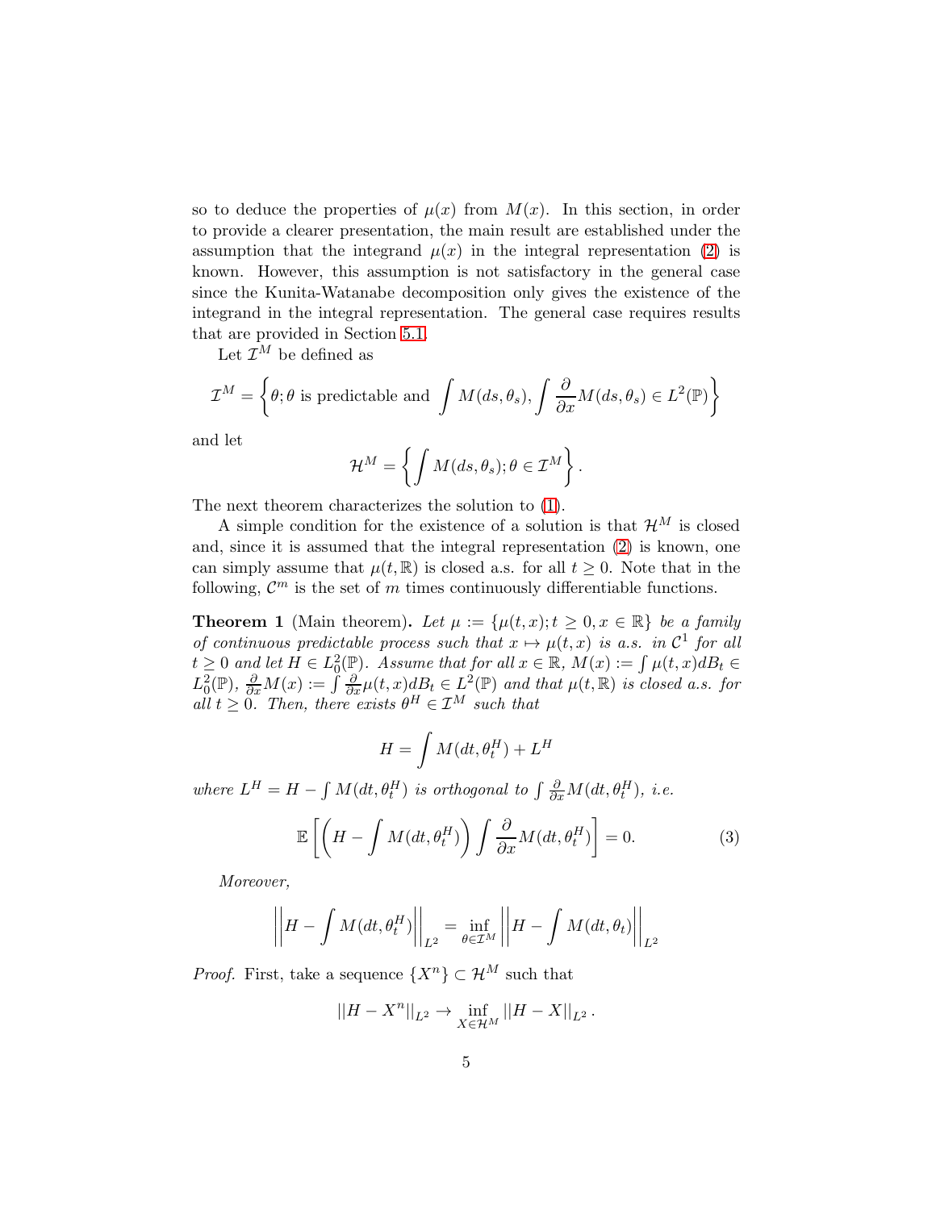so to deduce the properties of $\mu(x)$ from $M(x)$. In this section, in order to provide a clearer presentation, the main result are established under the assumption that the integrand $\mu(x)$ in the integral representation (2) is known. However, this assumption is not satisfactory in the general case since the Kunita-Watanabe decomposition only gives the existence of the integrand in the integral representation. The general case requires results that are provided in Section 5.1.

Let $\mathcal{I}^M$ be defined as

$$\mathcal{I}^M = \left\{\theta; \theta \text{ is predictable and } \int M(ds, \theta_s), \int \frac{\partial}{\partial x} M(ds, \theta_s) \in L^2(\mathbb{P})\right\}$$

and let

$$\mathcal{H}^M = \left\{ \int M(ds, \theta_s); \theta \in \mathcal{I}^M \right\}.$$

The next theorem characterizes the solution to (1).

A simple condition for the existence of a solution is that $\mathcal{H}^M$ is closed and, since it is assumed that the integral representation (2) is known, one can simply assume that $\mu(t, \mathbb{R})$ is closed a.s. for all $t \geq 0$. Note that in the following, $\mathcal{C}^m$ is the set of $m$ times continuously differentiable functions.

**Theorem 1** (Main theorem)**.** *Let $\mu := \{\mu(t,x); t \geq 0, x \in \mathbb{R}\}$ be a family of continuous predictable process such that $x \mapsto \mu(t,x)$ is a.s. in $\mathcal{C}^1$ for all $t \geq 0$ and let $H \in L^2_0(\mathbb{P})$. Assume that for all $x \in \mathbb{R}$, $M(x) := \int \mu(t,x) dB_t \in L^2_0(\mathbb{P})$, $\frac{\partial}{\partial x} M(x) := \int \frac{\partial}{\partial x}\mu(t,x) dB_t \in L^2(\mathbb{P})$ and that $\mu(t, \mathbb{R})$ is closed a.s. for all $t \geq 0$. Then, there exists $\theta^H \in \mathcal{I}^M$ such that*

$$H = \int M(dt, \theta^H_t) + L^H$$

*where $L^H = H - \int M(dt, \theta^H_t)$ is orthogonal to $\int \frac{\partial}{\partial x} M(dt, \theta^H_t)$, i.e.*

$$\mathbb{E}\left[\left(H - \int M(dt, \theta^H_t)\right) \int \frac{\partial}{\partial x} M(dt, \theta^H_t)\right] = 0. \tag{3}$$

*Moreover,*

$$\left|\left| H - \int M(dt, \theta^H_t)\right|\right|_{L^2} = \inf_{\theta \in \mathcal{I}^M} \left|\left| H - \int M(dt, \theta_t)\right|\right|_{L^2}$$

*Proof.* First, take a sequence $\{X^n\} \subset \mathcal{H}^M$ such that

$$||H - X^n||_{L^2} \to \inf_{X \in \mathcal{H}^M} ||H - X||_{L^2}.$$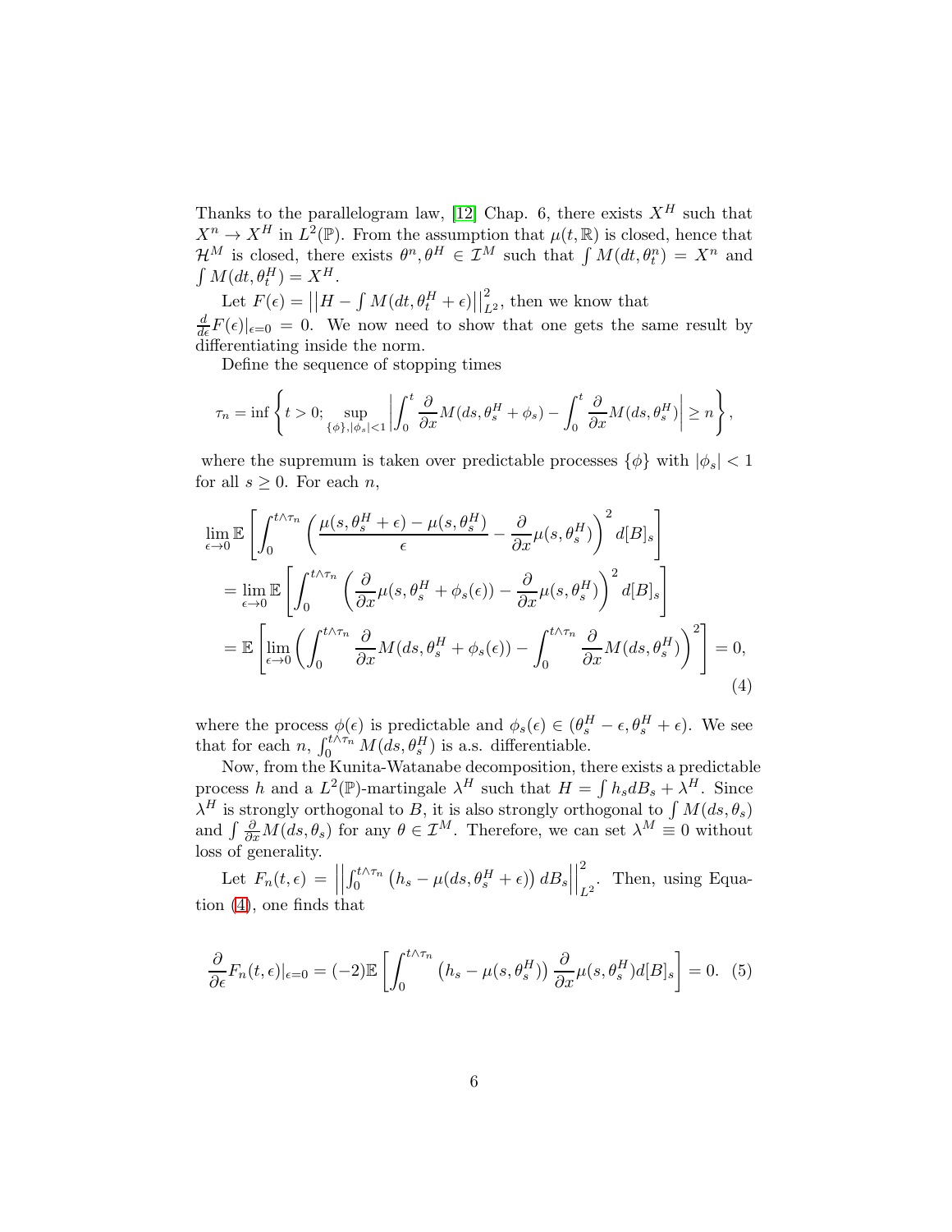Thanks to the parallelogram law, [12] Chap. 6, there exists $X^H$ such that $X^n \to X^H$ in $L^2(\mathbb{P})$. From the assumption that $\mu(t, \mathbb{R})$ is closed, hence that $\mathcal{H}^M$ is closed, there exists $\theta^n, \theta^H \in \mathcal{I}^M$ such that $\int M(dt, \theta^n_t) = X^n$ and $\int M(dt, \theta^H_t) = X^H$.

Let $F(\epsilon) = \left|\left|H - \int M(dt, \theta^H_t + \epsilon)\right|\right|^2_{L^2}$, then we know that $\frac{d}{d\epsilon}F(\epsilon)|_{\epsilon=0} = 0$. We now need to show that one gets the same result by differentiating inside the norm.

Define the sequence of stopping times

$$\tau_n = \inf\left\{ t > 0;\ \sup_{\{\phi\}, |\phi_s|<1} \left| \int_0^t \frac{\partial}{\partial x} M(ds, \theta^H_s + \phi_s) - \int_0^t \frac{\partial}{\partial x} M(ds, \theta^H_s) \right| \geq n \right\},$$

where the supremum is taken over predictable processes $\{\phi\}$ with $|\phi_s| < 1$ for all $s \geq 0$. For each $n$,

$$\begin{aligned}
&\lim_{\epsilon\to 0} \mathbb{E}\left[ \int_0^{t\wedge\tau_n} \left( \frac{\mu(s, \theta^H_s + \epsilon) - \mu(s, \theta^H_s)}{\epsilon} - \frac{\partial}{\partial x}\mu(s, \theta^H_s) \right)^2 d[B]_s \right] \\
&\quad = \lim_{\epsilon\to 0} \mathbb{E}\left[ \int_0^{t\wedge\tau_n} \left( \frac{\partial}{\partial x}\mu(s, \theta^H_s + \phi_s(\epsilon)) - \frac{\partial}{\partial x}\mu(s, \theta^H_s) \right)^2 d[B]_s \right] \\
&\quad = \mathbb{E}\left[ \lim_{\epsilon\to 0} \left( \int_0^{t\wedge\tau_n} \frac{\partial}{\partial x} M(ds, \theta^H_s + \phi_s(\epsilon)) - \int_0^{t\wedge\tau_n} \frac{\partial}{\partial x} M(ds, \theta^H_s) \right)^2 \right] = 0,
\end{aligned} \tag{4}$$

where the process $\phi(\epsilon)$ is predictable and $\phi_s(\epsilon) \in (\theta^H_s - \epsilon, \theta^H_s + \epsilon)$. We see that for each $n$, $\int_0^{t\wedge\tau_n} M(ds, \theta^H_s)$ is a.s. differentiable.

Now, from the Kunita-Watanabe decomposition, there exists a predictable process $h$ and a $L^2(\mathbb{P})$-martingale $\lambda^H$ such that $H = \int h_s dB_s + \lambda^H$. Since $\lambda^H$ is strongly orthogonal to $B$, it is also strongly orthogonal to $\int M(ds, \theta_s)$ and $\int \frac{\partial}{\partial x} M(ds, \theta_s)$ for any $\theta \in \mathcal{I}^M$. Therefore, we can set $\lambda^M \equiv 0$ without loss of generality.

Let $F_n(t, \epsilon) = \left|\left| \int_0^{t\wedge\tau_n} \left( h_s - \mu(ds, \theta^H_s + \epsilon) \right) dB_s \right|\right|^2_{L^2}$. Then, using Equation (4), one finds that

$$\frac{\partial}{\partial\epsilon} F_n(t, \epsilon)|_{\epsilon=0} = (-2)\mathbb{E}\left[ \int_0^{t\wedge\tau_n} \left( h_s - \mu(s, \theta^H_s) \right) \frac{\partial}{\partial x}\mu(s, \theta^H_s) d[B]_s \right] = 0. \tag{5}$$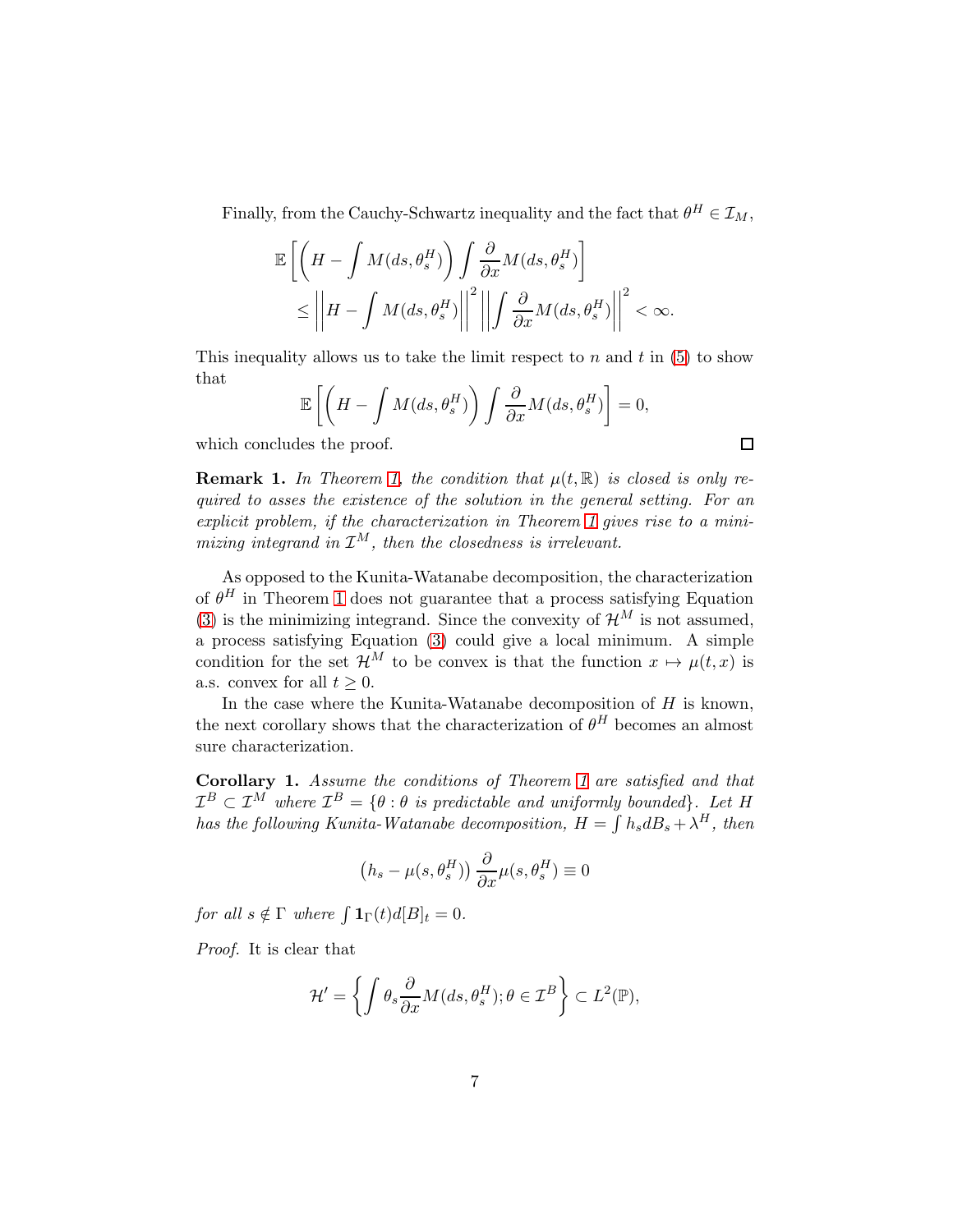Finally, from the Cauchy-Schwartz inequality and the fact that $\theta^H \in \mathcal{I}_M$,

$$
\begin{aligned}
&\mathbb{E}\left[\left(H - \int M(ds, \theta^H_s)\right) \int \frac{\partial}{\partial x} M(ds, \theta^H_s)\right] \\
&\quad \leq \left|\left|H - \int M(ds, \theta^H_s)\right|\right|^2 \left|\left|\int \frac{\partial}{\partial x} M(ds, \theta^H_s)\right|\right|^2 < \infty.
\end{aligned}
$$

This inequality allows us to take the limit respect to $n$ and $t$ in (5) to show that

$$
\mathbb{E}\left[\left(H - \int M(ds, \theta^H_s)\right) \int \frac{\partial}{\partial x} M(ds, \theta^H_s)\right] = 0,
$$

which concludes the proof. □

**Remark 1.** *In Theorem 1, the condition that $\mu(t, \mathbb{R})$ is closed is only required to asses the existence of the solution in the general setting. For an explicit problem, if the characterization in Theorem 1 gives rise to a minimizing integrand in $\mathcal{I}^M$, then the closedness is irrelevant.*

As opposed to the Kunita-Watanabe decomposition, the characterization of $\theta^H$ in Theorem 1 does not guarantee that a process satisfying Equation (3) is the minimizing integrand. Since the convexity of $\mathcal{H}^M$ is not assumed, a process satisfying Equation (3) could give a local minimum. A simple condition for the set $\mathcal{H}^M$ to be convex is that the function $x \mapsto \mu(t, x)$ is a.s. convex for all $t \geq 0$.

In the case where the Kunita-Watanabe decomposition of $H$ is known, the next corollary shows that the characterization of $\theta^H$ becomes an almost sure characterization.

**Corollary 1.** *Assume the conditions of Theorem 1 are satisfied and that $\mathcal{I}^B \subset \mathcal{I}^M$ where $\mathcal{I}^B = \{\theta : \theta$ is predictable and uniformly bounded$\}$. Let $H$ has the following Kunita-Watanabe decomposition, $H = \int h_s dB_s + \lambda^H$, then*

$$
\left(h_s - \mu(s, \theta^H_s)\right) \frac{\partial}{\partial x} \mu(s, \theta^H_s) \equiv 0
$$

*for all $s \notin \Gamma$ where $\int \mathbf{1}_\Gamma(t) d[B]_t = 0$.*

*Proof.* It is clear that

$$
\mathcal{H}' = \left\{\int \theta_s \frac{\partial}{\partial x} M(ds, \theta^H_s); \theta \in \mathcal{I}^B\right\} \subset L^2(\mathbb{P}),
$$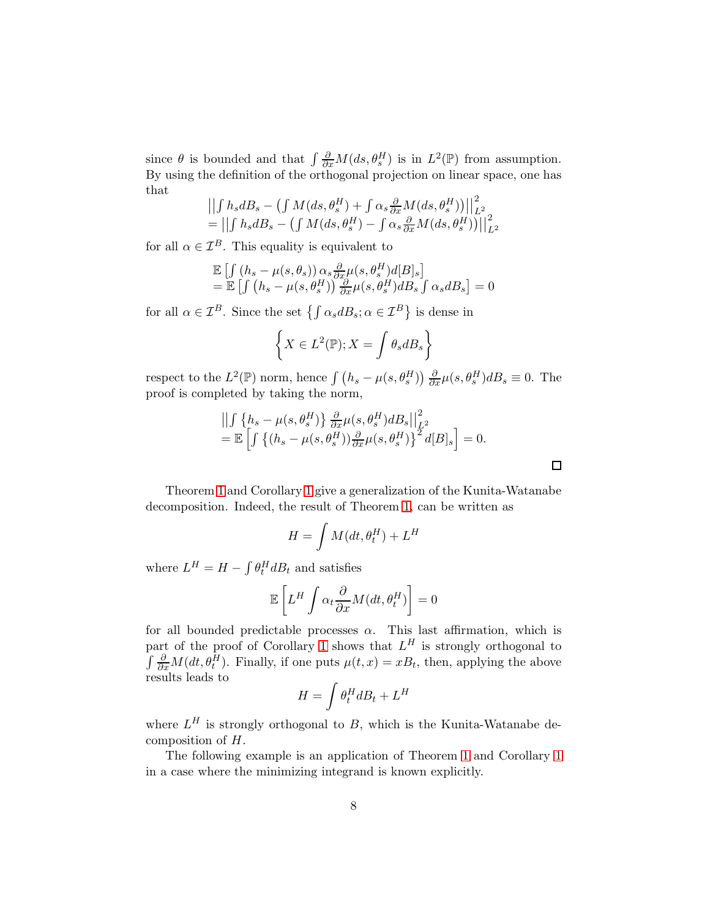since $\theta$ is bounded and that $\int \frac{\partial}{\partial x} M(ds, \theta_s^H)$ is in $L^2(\mathbb{P})$ from assumption. By using the definition of the orthogonal projection on linear space, one has that

$$
\begin{aligned}
&\left|\left|\int h_s dB_s - \left(\int M(ds, \theta_s^H) + \int \alpha_s \tfrac{\partial}{\partial x} M(ds, \theta_s^H)\right)\right|\right|_{L^2}^2 \\
&= \left|\left|\int h_s dB_s - \left(\int M(ds, \theta_s^H) - \int \alpha_s \tfrac{\partial}{\partial x} M(ds, \theta_s^H)\right)\right|\right|_{L^2}^2
\end{aligned}
$$

for all $\alpha \in \mathcal{I}^B$. This equality is equivalent to

$$
\begin{aligned}
&\mathbb{E}\left[\int \left(h_s - \mu(s, \theta_s)\right) \alpha_s \tfrac{\partial}{\partial x} \mu(s, \theta_s^H) d[B]_s\right] \\
&= \mathbb{E}\left[\int \left(h_s - \mu(s, \theta_s^H)\right) \tfrac{\partial}{\partial x} \mu(s, \theta_s^H) dB_s \int \alpha_s dB_s\right] = 0
\end{aligned}
$$

for all $\alpha \in \mathcal{I}^B$. Since the set $\left\{\int \alpha_s dB_s; \alpha \in \mathcal{I}^B\right\}$ is dense in

$$
\left\{X \in L^2(\mathbb{P}); X = \int \theta_s dB_s\right\}
$$

respect to the $L^2(\mathbb{P})$ norm, hence $\int \left(h_s - \mu(s, \theta_s^H)\right) \frac{\partial}{\partial x} \mu(s, \theta_s^H) dB_s \equiv 0$. The proof is completed by taking the norm,

$$
\begin{aligned}
&\left|\left|\int \left\{h_s - \mu(s, \theta_s^H)\right\} \tfrac{\partial}{\partial x} \mu(s, \theta_s^H) dB_s\right|\right|_{L^2}^2 \\
&= \mathbb{E}\left[\int \left\{(h_s - \mu(s, \theta_s^H)) \tfrac{\partial}{\partial x} \mu(s, \theta_s^H)\right\}^2 d[B]_s\right] = 0.
\end{aligned}
$$

□

Theorem 1 and Corollary 1 give a generalization of the Kunita-Watanabe decomposition. Indeed, the result of Theorem 1, can be written as

$$
H = \int M(dt, \theta_t^H) + L^H
$$

where $L^H = H - \int \theta_t^H dB_t$ and satisfies

$$
\mathbb{E}\left[L^H \int \alpha_t \frac{\partial}{\partial x} M(dt, \theta_t^H)\right] = 0
$$

for all bounded predictable processes $\alpha$. This last affirmation, which is part of the proof of Corollary 1 shows that $L^H$ is strongly orthogonal to $\int \frac{\partial}{\partial x} M(dt, \theta_t^H)$. Finally, if one puts $\mu(t, x) = x B_t$, then, applying the above results leads to

$$
H = \int \theta_t^H dB_t + L^H
$$

where $L^H$ is strongly orthogonal to $B$, which is the Kunita-Watanabe decomposition of $H$.

The following example is an application of Theorem 1 and Corollary 1 in a case where the minimizing integrand is known explicitly.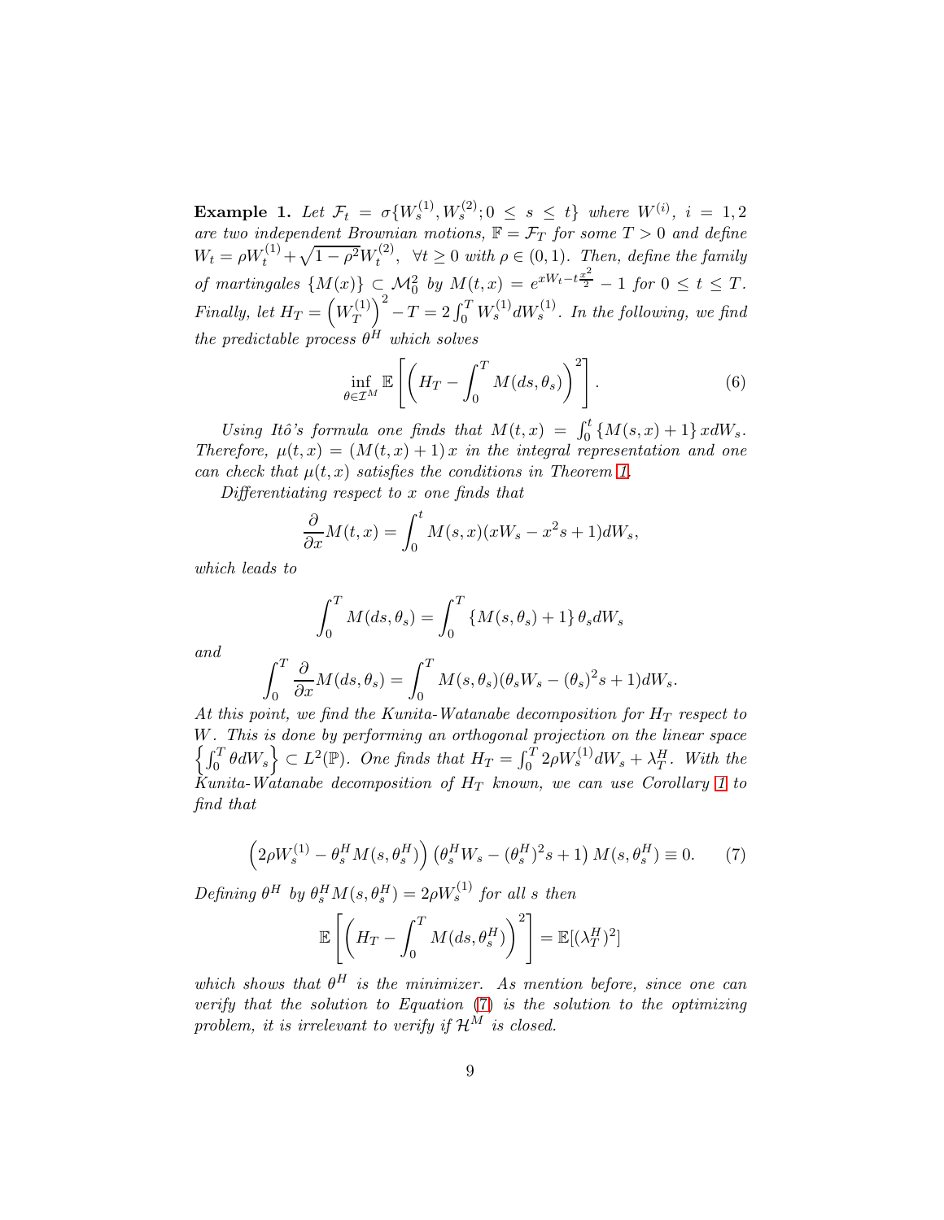**Example 1.** *Let $\mathcal{F}_t = \sigma\{W_s^{(1)}, W_s^{(2)}; 0 \leq s \leq t\}$ where $W^{(i)}$, $i = 1, 2$ are two independent Brownian motions, $\mathbb{F} = \mathcal{F}_T$ for some $T > 0$ and define $W_t = \rho W_t^{(1)} + \sqrt{1-\rho^2} W_t^{(2)}$, $\forall t \geq 0$ with $\rho \in (0,1)$. Then, define the family of martingales $\{M(x)\} \subset \mathcal{M}_0^2$ by $M(t,x) = e^{xW_t - t\frac{x^2}{2}} - 1$ for $0 \leq t \leq T$. Finally, let $H_T = \left(W_T^{(1)}\right)^2 - T = 2\int_0^T W_s^{(1)} dW_s^{(1)}$. In the following, we find the predictable process $\theta^H$ which solves*

$$\inf_{\theta \in \mathcal{I}^M} \mathbb{E}\left[\left(H_T - \int_0^T M(ds, \theta_s)\right)^2\right]. \tag{6}$$

*Using Itô's formula one finds that $M(t,x) = \int_0^t \{M(s,x) + 1\} x dW_s$. Therefore, $\mu(t,x) = (M(t,x)+1)\,x$ in the integral representation and one can check that $\mu(t,x)$ satisfies the conditions in Theorem 1.*

*Differentiating respect to $x$ one finds that*

$$\frac{\partial}{\partial x} M(t,x) = \int_0^t M(s,x)(xW_s - x^2 s + 1) dW_s,$$

*which leads to*

$$\int_0^T M(ds, \theta_s) = \int_0^T \{M(s,\theta_s) + 1\}\,\theta_s dW_s$$

*and*

$$\int_0^T \frac{\partial}{\partial x} M(ds, \theta_s) = \int_0^T M(s,\theta_s)(\theta_s W_s - (\theta_s)^2 s + 1) dW_s.$$

*At this point, we find the Kunita-Watanabe decomposition for $H_T$ respect to $W$. This is done by performing an orthogonal projection on the linear space $\left\{\int_0^T \theta dW_s\right\} \subset L^2(\mathbb{P})$. One finds that $H_T = \int_0^T 2\rho W_s^{(1)} dW_s + \lambda_T^H$. With the Kunita-Watanabe decomposition of $H_T$ known, we can use Corollary 1 to find that*

$$\left(2\rho W_s^{(1)} - \theta_s^H M(s, \theta_s^H)\right)\left(\theta_s^H W_s - (\theta_s^H)^2 s + 1\right) M(s, \theta_s^H) \equiv 0. \tag{7}$$

*Defining $\theta^H$ by $\theta_s^H M(s, \theta_s^H) = 2\rho W_s^{(1)}$ for all $s$ then*

$$\mathbb{E}\left[\left(H_T - \int_0^T M(ds, \theta_s^H)\right)^2\right] = \mathbb{E}[(\lambda_T^H)^2]$$

*which shows that $\theta^H$ is the minimizer. As mention before, since one can verify that the solution to Equation (7) is the solution to the optimizing problem, it is irrelevant to verify if $\mathcal{H}^M$ is closed.*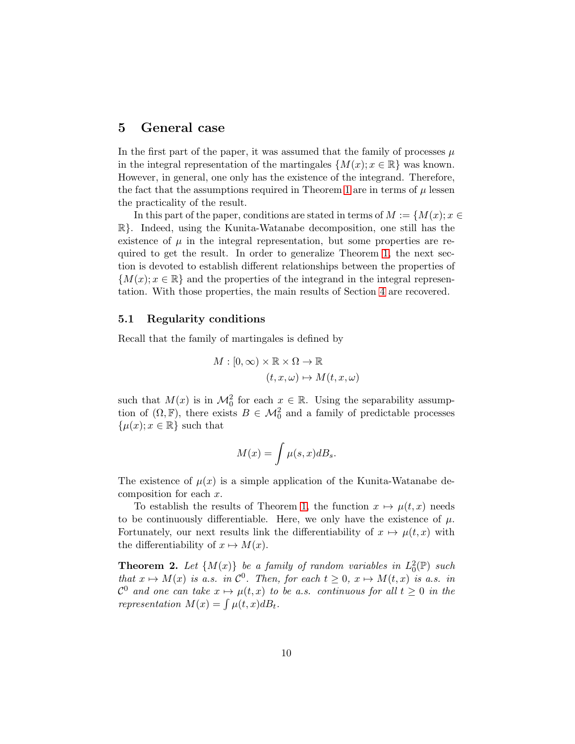## 5 General case

In the first part of the paper, it was assumed that the family of processes $\mu$ in the integral representation of the martingales $\{M(x); x \in \mathbb{R}\}$ was known. However, in general, one only has the existence of the integrand. Therefore, the fact that the assumptions required in Theorem 1 are in terms of $\mu$ lessen the practicality of the result.

In this part of the paper, conditions are stated in terms of $M := \{M(x); x \in \mathbb{R}\}$. Indeed, using the Kunita-Watanabe decomposition, one still has the existence of $\mu$ in the integral representation, but some properties are required to get the result. In order to generalize Theorem 1, the next section is devoted to establish different relationships between the properties of $\{M(x); x \in \mathbb{R}\}$ and the properties of the integrand in the integral representation. With those properties, the main results of Section 4 are recovered.

### 5.1 Regularity conditions

Recall that the family of martingales is defined by

$$
\begin{aligned}
M : [0, \infty) \times \mathbb{R} \times \Omega &\to \mathbb{R} \\
(t, x, \omega) &\mapsto M(t, x, \omega)
\end{aligned}
$$

such that $M(x)$ is in $\mathcal{M}_0^2$ for each $x \in \mathbb{R}$. Using the separability assumption of $(\Omega, \mathbb{F})$, there exists $B \in \mathcal{M}_0^2$ and a family of predictable processes $\{\mu(x); x \in \mathbb{R}\}$ such that

$$
M(x) = \int \mu(s, x) dB_s.
$$

The existence of $\mu(x)$ is a simple application of the Kunita-Watanabe decomposition for each $x$.

To establish the results of Theorem 1, the function $x \mapsto \mu(t, x)$ needs to be continuously differentiable. Here, we only have the existence of $\mu$. Fortunately, our next results link the differentiability of $x \mapsto \mu(t, x)$ with the differentiability of $x \mapsto M(x)$.

**Theorem 2.** *Let $\{M(x)\}$ be a family of random variables in $L_0^2(\mathbb{P})$ such that $x \mapsto M(x)$ is a.s. in $\mathcal{C}^0$. Then, for each $t \geq 0$, $x \mapsto M(t, x)$ is a.s. in $\mathcal{C}^0$ and one can take $x \mapsto \mu(t, x)$ to be a.s. continuous for all $t \geq 0$ in the representation $M(x) = \int \mu(t, x) dB_t$.*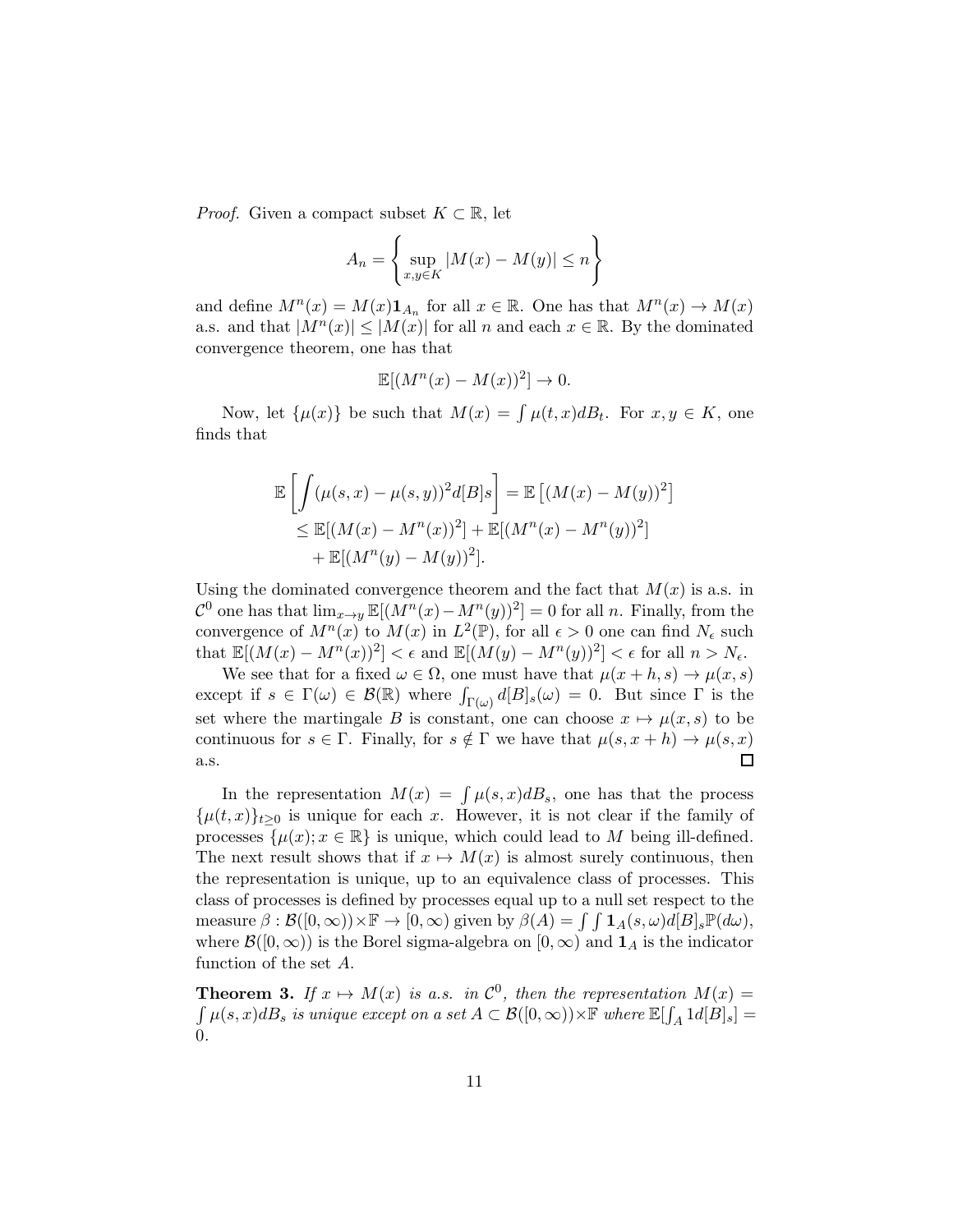*Proof.* Given a compact subset $K \subset \mathbb{R}$, let

$$A_n = \left\{ \sup_{x,y \in K} |M(x) - M(y)| \leq n \right\}$$

and define $M^n(x) = M(x)\mathbf{1}_{A_n}$ for all $x \in \mathbb{R}$. One has that $M^n(x) \to M(x)$ a.s. and that $|M^n(x)| \leq |M(x)|$ for all $n$ and each $x \in \mathbb{R}$. By the dominated convergence theorem, one has that

$$\mathbb{E}[(M^n(x) - M(x))^2] \to 0.$$

Now, let $\{\mu(x)\}$ be such that $M(x) = \int \mu(t,x) dB_t$. For $x, y \in K$, one finds that

$$\begin{aligned}
\mathbb{E}\left[ \int (\mu(s,x) - \mu(s,y))^2 d[B]s \right] &= \mathbb{E}\left[ (M(x) - M(y))^2 \right] \\
&\leq \mathbb{E}[(M(x) - M^n(x))^2] + \mathbb{E}[(M^n(x) - M^n(y))^2] \\
&\quad + \mathbb{E}[(M^n(y) - M(y))^2].
\end{aligned}$$

Using the dominated convergence theorem and the fact that $M(x)$ is a.s. in $\mathcal{C}^0$ one has that $\lim_{x \to y} \mathbb{E}[(M^n(x) - M^n(y))^2] = 0$ for all $n$. Finally, from the convergence of $M^n(x)$ to $M(x)$ in $L^2(\mathbb{P})$, for all $\epsilon > 0$ one can find $N_\epsilon$ such that $\mathbb{E}[(M(x) - M^n(x))^2] < \epsilon$ and $\mathbb{E}[(M(y) - M^n(y))^2] < \epsilon$ for all $n > N_\epsilon$.

We see that for a fixed $\omega \in \Omega$, one must have that $\mu(x+h, s) \to \mu(x, s)$ except if $s \in \Gamma(\omega) \in \mathcal{B}(\mathbb{R})$ where $\int_{\Gamma(\omega)} d[B]_s(\omega) = 0$. But since $\Gamma$ is the set where the martingale $B$ is constant, one can choose $x \mapsto \mu(x, s)$ to be continuous for $s \in \Gamma$. Finally, for $s \notin \Gamma$ we have that $\mu(s, x+h) \to \mu(s, x)$ a.s. $\square$

In the representation $M(x) = \int \mu(s,x) dB_s$, one has that the process $\{\mu(t,x)\}_{t \geq 0}$ is unique for each $x$. However, it is not clear if the family of processes $\{\mu(x); x \in \mathbb{R}\}$ is unique, which could lead to $M$ being ill-defined. The next result shows that if $x \mapsto M(x)$ is almost surely continuous, then the representation is unique, up to an equivalence class of processes. This class of processes is defined by processes equal up to a null set respect to the measure $\beta : \mathcal{B}([0,\infty)) \times \mathbb{F} \to [0,\infty)$ given by $\beta(A) = \int \int \mathbf{1}_A(s,\omega) d[B]_s \mathbb{P}(d\omega)$, where $\mathcal{B}([0,\infty))$ is the Borel sigma-algebra on $[0,\infty)$ and $\mathbf{1}_A$ is the indicator function of the set $A$.

**Theorem 3.** *If $x \mapsto M(x)$ is a.s. in $\mathcal{C}^0$, then the representation $M(x) = \int \mu(s,x) dB_s$ is unique except on a set $A \subset \mathcal{B}([0,\infty)) \times \mathbb{F}$ where $\mathbb{E}[\int_A 1 d[B]_s] = 0$.*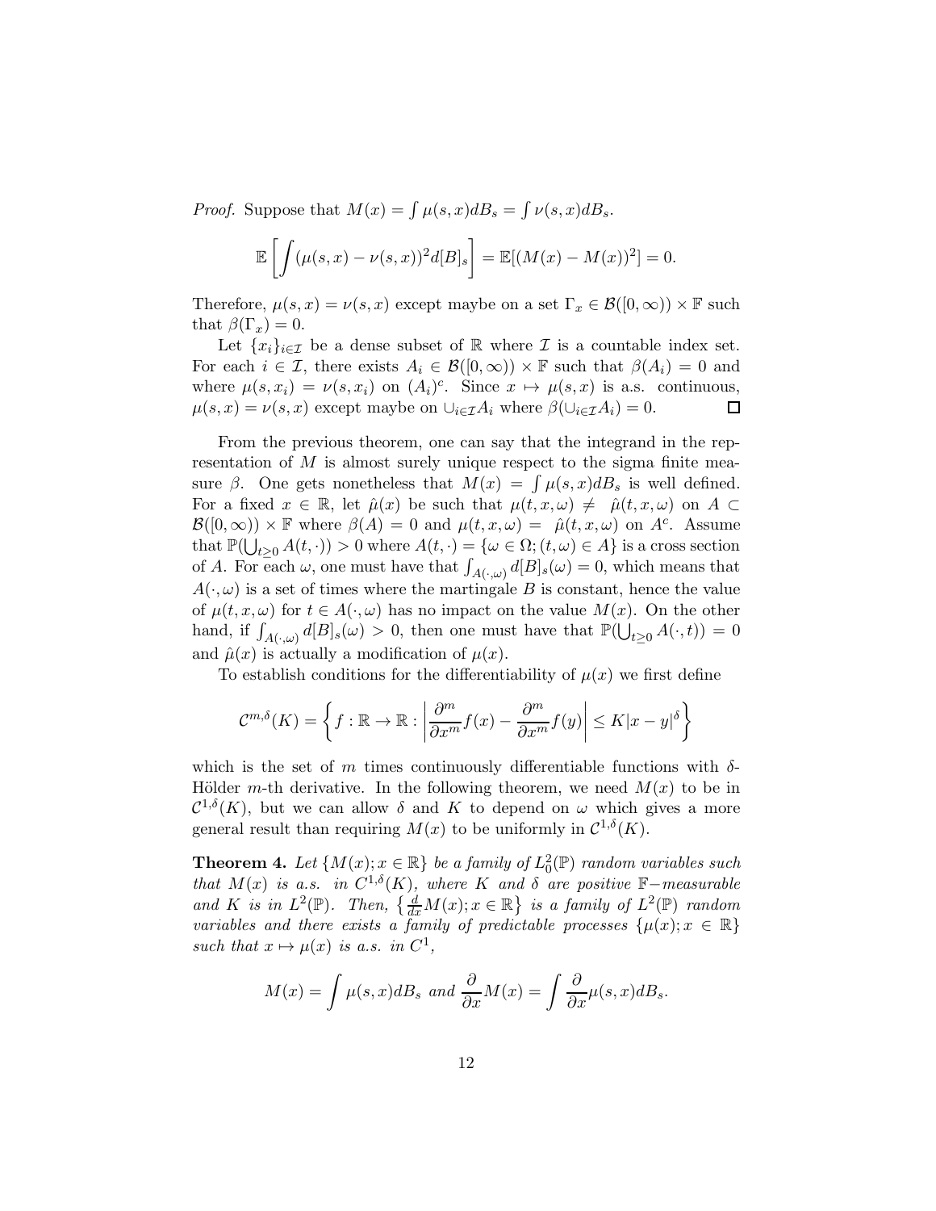*Proof.* Suppose that $M(x) = \int \mu(s,x)dB_s = \int \nu(s,x)dB_s$.

$$\mathbb{E}\left[\int (\mu(s,x) - \nu(s,x))^2 d[B]_s\right] = \mathbb{E}[(M(x) - M(x))^2] = 0.$$

Therefore, $\mu(s,x) = \nu(s,x)$ except maybe on a set $\Gamma_x \in \mathcal{B}([0,\infty)) \times \mathbb{F}$ such that $\beta(\Gamma_x) = 0$.

Let $\{x_i\}_{i\in\mathcal{I}}$ be a dense subset of $\mathbb{R}$ where $\mathcal{I}$ is a countable index set. For each $i \in \mathcal{I}$, there exists $A_i \in \mathcal{B}([0,\infty)) \times \mathbb{F}$ such that $\beta(A_i) = 0$ and where $\mu(s,x_i) = \nu(s,x_i)$ on $(A_i)^c$. Since $x \mapsto \mu(s,x)$ is a.s. continuous, $\mu(s,x) = \nu(s,x)$ except maybe on $\cup_{i\in\mathcal{I}} A_i$ where $\beta(\cup_{i\in\mathcal{I}} A_i) = 0$. $\square$

From the previous theorem, one can say that the integrand in the representation of $M$ is almost surely unique respect to the sigma finite measure $\beta$. One gets nonetheless that $M(x) = \int \mu(s,x)dB_s$ is well defined. For a fixed $x \in \mathbb{R}$, let $\hat{\mu}(x)$ be such that $\mu(t,x,\omega) \neq \hat{\mu}(t,x,\omega)$ on $A \subset \mathcal{B}([0,\infty)) \times \mathbb{F}$ where $\beta(A) = 0$ and $\mu(t,x,\omega) = \hat{\mu}(t,x,\omega)$ on $A^c$. Assume that $\mathbb{P}(\bigcup_{t\geq 0} A(t,\cdot)) > 0$ where $A(t,\cdot) = \{\omega \in \Omega; (t,\omega) \in A\}$ is a cross section of $A$. For each $\omega$, one must have that $\int_{A(\cdot,\omega)} d[B]_s(\omega) = 0$, which means that $A(\cdot,\omega)$ is a set of times where the martingale $B$ is constant, hence the value of $\mu(t,x,\omega)$ for $t \in A(\cdot,\omega)$ has no impact on the value $M(x)$. On the other hand, if $\int_{A(\cdot,\omega)} d[B]_s(\omega) > 0$, then one must have that $\mathbb{P}(\bigcup_{t\geq 0} A(\cdot,t)) = 0$ and $\hat{\mu}(x)$ is actually a modification of $\mu(x)$.

To establish conditions for the differentiability of $\mu(x)$ we first define

$$\mathcal{C}^{m,\delta}(K) = \left\{ f : \mathbb{R} \to \mathbb{R} : \left| \frac{\partial^m}{\partial x^m} f(x) - \frac{\partial^m}{\partial x^m} f(y) \right| \leq K|x-y|^\delta \right\}$$

which is the set of $m$ times continuously differentiable functions with $\delta$-Hölder $m$-th derivative. In the following theorem, we need $M(x)$ to be in $\mathcal{C}^{1,\delta}(K)$, but we can allow $\delta$ and $K$ to depend on $\omega$ which gives a more general result than requiring $M(x)$ to be uniformly in $\mathcal{C}^{1,\delta}(K)$.

**Theorem 4.** *Let $\{M(x); x \in \mathbb{R}\}$ be a family of $L_0^2(\mathbb{P})$ random variables such that $M(x)$ is a.s. in $C^{1,\delta}(K)$, where $K$ and $\delta$ are positive $\mathbb{F}-$measurable and $K$ is in $L^2(\mathbb{P})$. Then, $\left\{\frac{d}{dx}M(x); x \in \mathbb{R}\right\}$ is a family of $L^2(\mathbb{P})$ random variables and there exists a family of predictable processes $\{\mu(x); x \in \mathbb{R}\}$ such that $x \mapsto \mu(x)$ is a.s. in $C^1$,*

$$M(x) = \int \mu(s,x)dB_s \text{ and } \frac{\partial}{\partial x}M(x) = \int \frac{\partial}{\partial x}\mu(s,x)dB_s.$$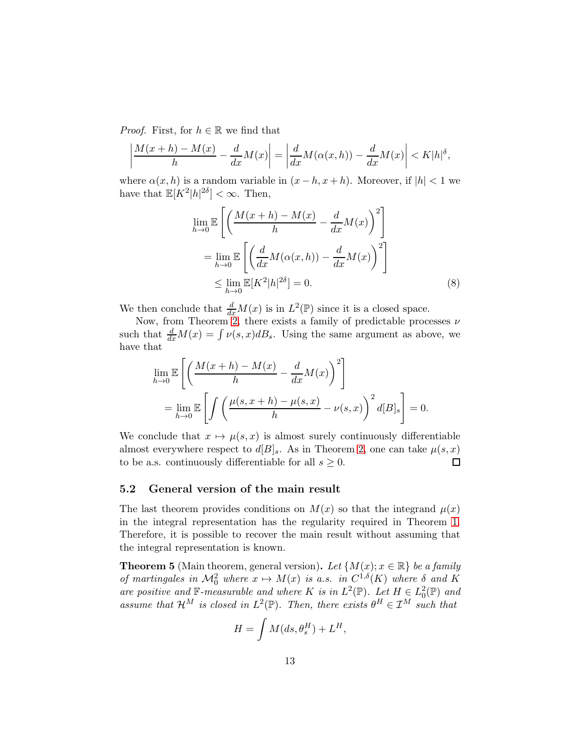*Proof.* First, for $h \in \mathbb{R}$ we find that

$$\left| \frac{M(x+h) - M(x)}{h} - \frac{d}{dx} M(x) \right| = \left| \frac{d}{dx} M(\alpha(x,h)) - \frac{d}{dx} M(x) \right| < K|h|^\delta,$$

where $\alpha(x,h)$ is a random variable in $(x-h, x+h)$. Moreover, if $|h| < 1$ we have that $\mathbb{E}[K^2|h|^{2\delta}] < \infty$. Then,

$$\begin{aligned}
\lim_{h \to 0} \mathbb{E} & \left[ \left( \frac{M(x+h) - M(x)}{h} - \frac{d}{dx} M(x) \right)^2 \right] \\
&= \lim_{h \to 0} \mathbb{E} \left[ \left( \frac{d}{dx} M(\alpha(x,h)) - \frac{d}{dx} M(x) \right)^2 \right] \\
&\leq \lim_{h \to 0} \mathbb{E}[K^2 |h|^{2\delta}] = 0. \qquad (8)
\end{aligned}$$

We then conclude that $\frac{d}{dx} M(x)$ is in $L^2(\mathbb{P})$ since it is a closed space.

Now, from Theorem 2, there exists a family of predictable processes $\nu$ such that $\frac{d}{dx} M(x) = \int \nu(s,x) dB_s$. Using the same argument as above, we have that

$$\begin{aligned}
\lim_{h \to 0} \mathbb{E} & \left[ \left( \frac{M(x+h) - M(x)}{h} - \frac{d}{dx} M(x) \right)^2 \right] \\
&= \lim_{h \to 0} \mathbb{E} \left[ \int \left( \frac{\mu(s, x+h) - \mu(s,x)}{h} - \nu(s,x) \right)^2 d[B]_s \right] = 0.
\end{aligned}$$

We conclude that $x \mapsto \mu(s,x)$ is almost surely continuously differentiable almost everywhere respect to $d[B]_s$. As in Theorem 2, one can take $\mu(s,x)$ to be a.s. continuously differentiable for all $s \geq 0$. $\square$

## 5.2 General version of the main result

The last theorem provides conditions on $M(x)$ so that the integrand $\mu(x)$ in the integral representation has the regularity required in Theorem 1. Therefore, it is possible to recover the main result without assuming that the integral representation is known.

**Theorem 5** (Main theorem, general version)**.** *Let $\{M(x); x \in \mathbb{R}\}$ be a family of martingales in $\mathcal{M}_0^2$ where $x \mapsto M(x)$ is a.s. in $C^{1,\delta}(K)$ where $\delta$ and $K$ are positive and $\mathbb{F}$-measurable and where $K$ is in $L^2(\mathbb{P})$. Let $H \in L_0^2(\mathbb{P})$ and assume that $\mathcal{H}^M$ is closed in $L^2(\mathbb{P})$. Then, there exists $\theta^H \in \mathcal{I}^M$ such that*

$$H = \int M(ds, \theta_s^H) + L^H,$$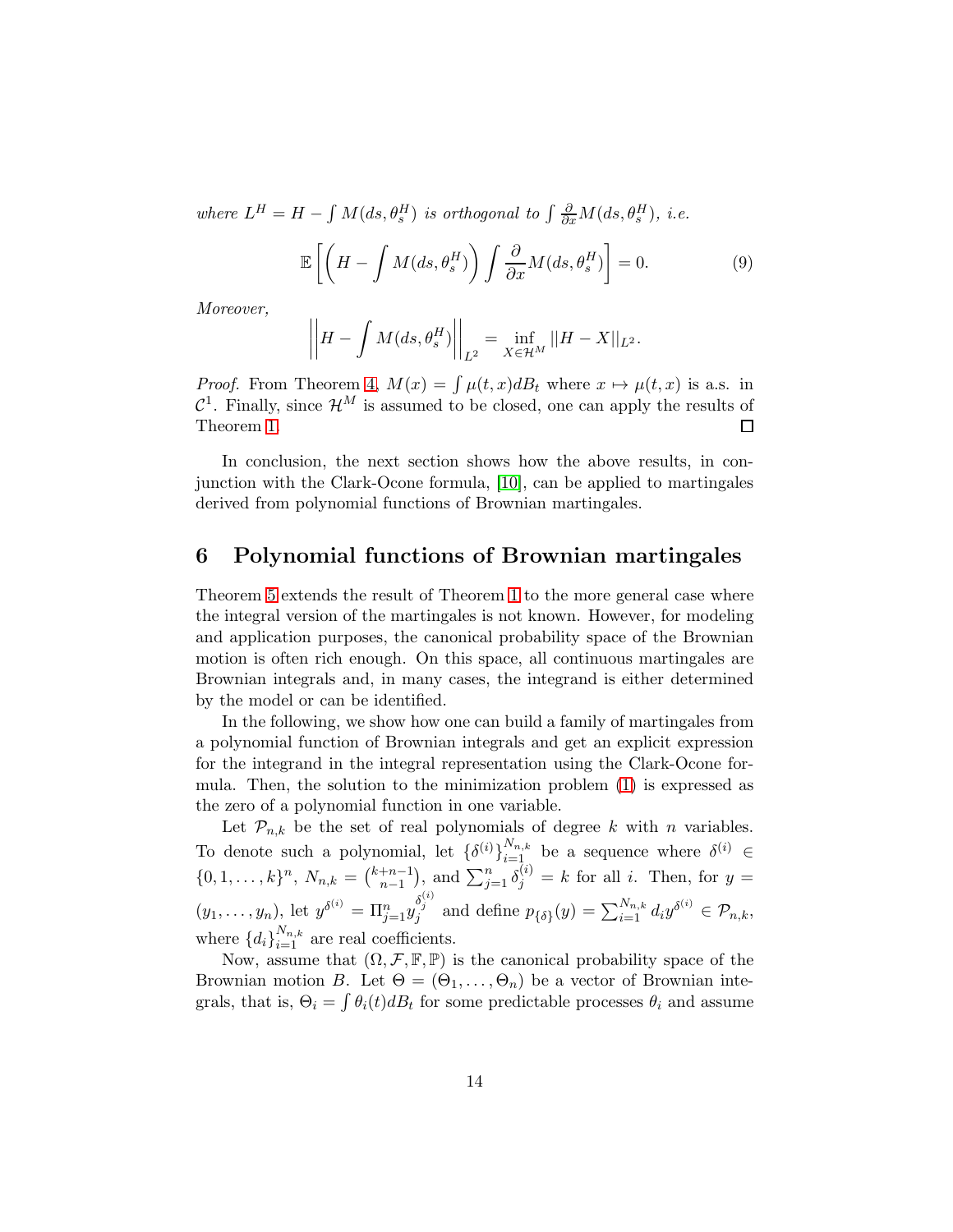*where* $L^H = H - \int M(ds, \theta_s^H)$ *is orthogonal to* $\int \frac{\partial}{\partial x} M(ds, \theta_s^H)$*, i.e.*

$$\mathbb{E}\left[\left(H - \int M(ds, \theta_s^H)\right) \int \frac{\partial}{\partial x} M(ds, \theta_s^H)\right] = 0. \tag{9}$$

*Moreover,*

$$\left|\left|H - \int M(ds, \theta_s^H)\right|\right|_{L^2} = \inf_{X \in \mathcal{H}^M} ||H - X||_{L^2}.$$

*Proof.* From Theorem 4, $M(x) = \int \mu(t,x) dB_t$ where $x \mapsto \mu(t,x)$ is a.s. in $\mathcal{C}^1$. Finally, since $\mathcal{H}^M$ is assumed to be closed, one can apply the results of Theorem 1. □

In conclusion, the next section shows how the above results, in conjunction with the Clark-Ocone formula, [10], can be applied to martingales derived from polynomial functions of Brownian martingales.

## 6 Polynomial functions of Brownian martingales

Theorem 5 extends the result of Theorem 1 to the more general case where the integral version of the martingales is not known. However, for modeling and application purposes, the canonical probability space of the Brownian motion is often rich enough. On this space, all continuous martingales are Brownian integrals and, in many cases, the integrand is either determined by the model or can be identified.

In the following, we show how one can build a family of martingales from a polynomial function of Brownian integrals and get an explicit expression for the integrand in the integral representation using the Clark-Ocone formula. Then, the solution to the minimization problem (1) is expressed as the zero of a polynomial function in one variable.

Let $\mathcal{P}_{n,k}$ be the set of real polynomials of degree $k$ with $n$ variables. To denote such a polynomial, let $\{\delta^{(i)}\}_{i=1}^{N_{n,k}}$ be a sequence where $\delta^{(i)} \in \{0, 1, \ldots, k\}^n$, $N_{n,k} = \binom{k+n-1}{n-1}$, and $\sum_{j=1}^n \delta_j^{(i)} = k$ for all $i$. Then, for $y = (y_1, \ldots, y_n)$, let $y^{\delta^{(i)}} = \Pi_{j=1}^n y_j^{\delta_j^{(i)}}$ and define $p_{\{\delta\}}(y) = \sum_{i=1}^{N_{n,k}} d_i y^{\delta^{(i)}} \in \mathcal{P}_{n,k}$, where $\{d_i\}_{i=1}^{N_{n,k}}$ are real coefficients.

Now, assume that $(\Omega, \mathcal{F}, \mathbb{F}, \mathbb{P})$ is the canonical probability space of the Brownian motion $B$. Let $\Theta = (\Theta_1, \ldots, \Theta_n)$ be a vector of Brownian integrals, that is, $\Theta_i = \int \theta_i(t) dB_t$ for some predictable processes $\theta_i$ and assume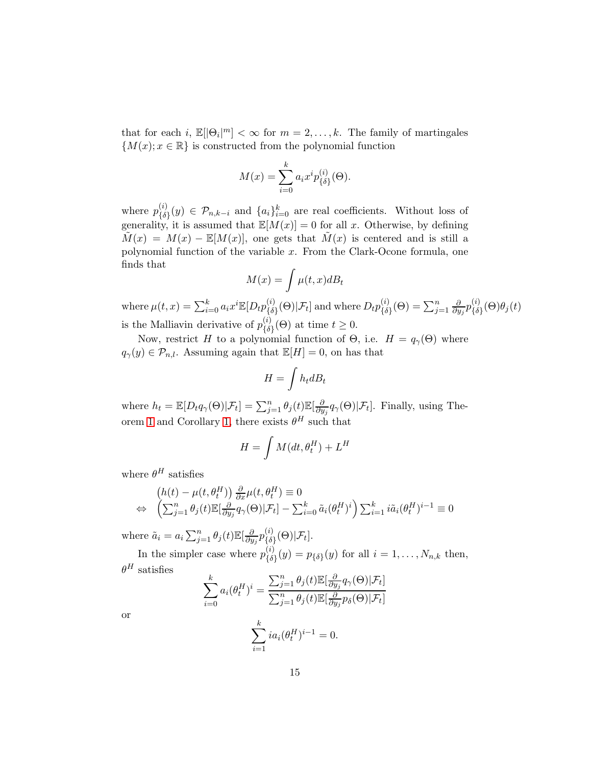that for each $i$, $\mathbb{E}[|\Theta_i|^m] < \infty$ for $m = 2, \ldots, k$. The family of martingales $\{M(x); x \in \mathbb{R}\}$ is constructed from the polynomial function

$$M(x) = \sum_{i=0}^{k} a_i x^i p^{(i)}_{\{\delta\}}(\Theta).$$

where $p^{(i)}_{\{\delta\}}(y) \in \mathcal{P}_{n,k-i}$ and $\{a_i\}_{i=0}^{k}$ are real coefficients. Without loss of generality, it is assumed that $\mathbb{E}[M(x)] = 0$ for all $x$. Otherwise, by defining $\tilde{M}(x) = M(x) - \mathbb{E}[M(x)]$, one gets that $\tilde{M}(x)$ is centered and is still a polynomial function of the variable $x$. From the Clark-Ocone formula, one finds that

$$M(x) = \int \mu(t, x) dB_t$$

where $\mu(t, x) = \sum_{i=0}^{k} a_i x^i \mathbb{E}[D_t p^{(i)}_{\{\delta\}}(\Theta)|\mathcal{F}_t]$ and where $D_t p^{(i)}_{\{\delta\}}(\Theta) = \sum_{j=1}^{n} \frac{\partial}{\partial y_j} p^{(i)}_{\{\delta\}}(\Theta)\theta_j(t)$ is the Malliavin derivative of $p^{(i)}_{\{\delta\}}(\Theta)$ at time $t \geq 0$.

Now, restrict $H$ to a polynomial function of $\Theta$, i.e. $H = q_\gamma(\Theta)$ where $q_\gamma(y) \in \mathcal{P}_{n,l}$. Assuming again that $\mathbb{E}[H] = 0$, on has that

$$H = \int h_t dB_t$$

where $h_t = \mathbb{E}[D_t q_\gamma(\Theta)|\mathcal{F}_t] = \sum_{j=1}^{n} \theta_j(t)\mathbb{E}[\frac{\partial}{\partial y_j} q_\gamma(\Theta)|\mathcal{F}_t]$. Finally, using Theorem 1 and Corollary 1, there exists $\theta^H$ such that

$$H = \int M(dt, \theta^H_t) + L^H$$

where $\theta^H$ satisfies

$$\begin{aligned} & \left(h(t) - \mu(t, \theta^H_t)\right) \tfrac{\partial}{\partial x}\mu(t, \theta^H_t) \equiv 0 \\ \Leftrightarrow \quad & \left(\textstyle\sum_{j=1}^{n} \theta_j(t)\mathbb{E}[\frac{\partial}{\partial y_j} q_\gamma(\Theta)|\mathcal{F}_t] - \sum_{i=0}^{k} \tilde{a}_i (\theta^H_t)^i\right) \textstyle\sum_{i=1}^{k} i\tilde{a}_i (\theta^H_t)^{i-1} \equiv 0 \end{aligned}$$

where $\tilde{a}_i = a_i \sum_{j=1}^{n} \theta_j(t)\mathbb{E}[\frac{\partial}{\partial y_j} p^{(i)}_{\{\delta\}}(\Theta)|\mathcal{F}_t]$.

In the simpler case where $p^{(i)}_{\{\delta\}}(y) = p_{\{\delta\}}(y)$ for all $i = 1, \ldots, N_{n,k}$ then, $\theta^H$ satisfies

$$\sum_{i=0}^{k} a_i (\theta^H_t)^i = \frac{\sum_{j=1}^{n} \theta_j(t)\mathbb{E}[\frac{\partial}{\partial y_j} q_\gamma(\Theta)|\mathcal{F}_t]}{\sum_{j=1}^{n} \theta_j(t)\mathbb{E}[\frac{\partial}{\partial y_j} p_\delta(\Theta)|\mathcal{F}_t]}$$

or

$$\sum_{i=1}^{k} i a_i (\theta^H_t)^{i-1} = 0.$$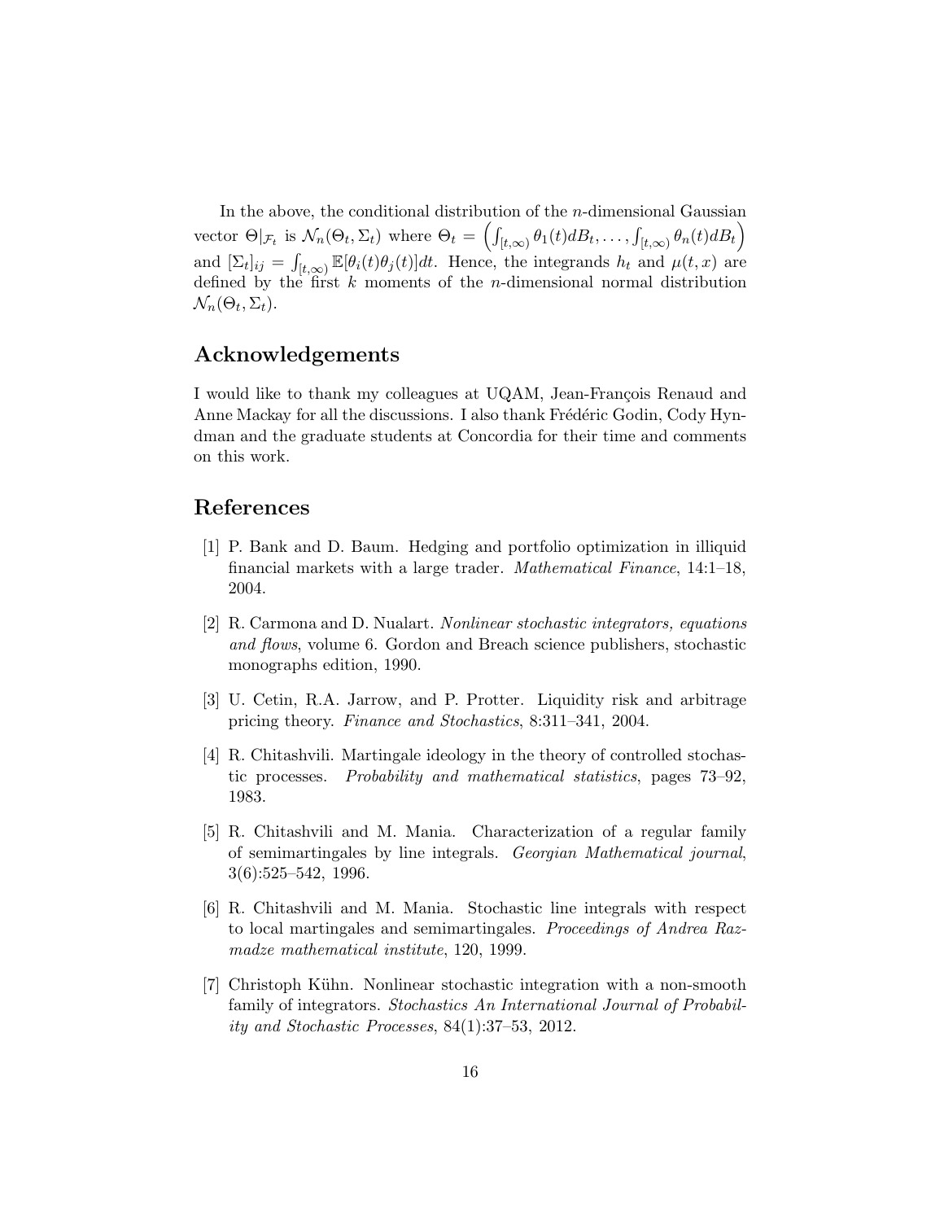In the above, the conditional distribution of the $n$-dimensional Gaussian vector $\Theta|_{\mathcal{F}_t}$ is $\mathcal{N}_n(\Theta_t, \Sigma_t)$ where $\Theta_t = \left( \int_{[t,\infty)} \theta_1(t) dB_t, \ldots, \int_{[t,\infty)} \theta_n(t) dB_t \right)$ and $[\Sigma_t]_{ij} = \int_{[t,\infty)} \mathbb{E}[\theta_i(t)\theta_j(t)]dt$. Hence, the integrands $h_t$ and $\mu(t,x)$ are defined by the first $k$ moments of the $n$-dimensional normal distribution $\mathcal{N}_n(\Theta_t, \Sigma_t)$.

## Acknowledgements

I would like to thank my colleagues at UQAM, Jean-François Renaud and Anne Mackay for all the discussions. I also thank Frédéric Godin, Cody Hyndman and the graduate students at Concordia for their time and comments on this work.

## References

[1] P. Bank and D. Baum. Hedging and portfolio optimization in illiquid financial markets with a large trader. *Mathematical Finance*, 14:1–18, 2004.

[2] R. Carmona and D. Nualart. *Nonlinear stochastic integrators, equations and flows*, volume 6. Gordon and Breach science publishers, stochastic monographs edition, 1990.

[3] U. Cetin, R.A. Jarrow, and P. Protter. Liquidity risk and arbitrage pricing theory. *Finance and Stochastics*, 8:311–341, 2004.

[4] R. Chitashvili. Martingale ideology in the theory of controlled stochastic processes. *Probability and mathematical statistics*, pages 73–92, 1983.

[5] R. Chitashvili and M. Mania. Characterization of a regular family of semimartingales by line integrals. *Georgian Mathematical journal*, 3(6):525–542, 1996.

[6] R. Chitashvili and M. Mania. Stochastic line integrals with respect to local martingales and semimartingales. *Proceedings of Andrea Razmadze mathematical institute*, 120, 1999.

[7] Christoph Kühn. Nonlinear stochastic integration with a non-smooth family of integrators. *Stochastics An International Journal of Probability and Stochastic Processes*, 84(1):37–53, 2012.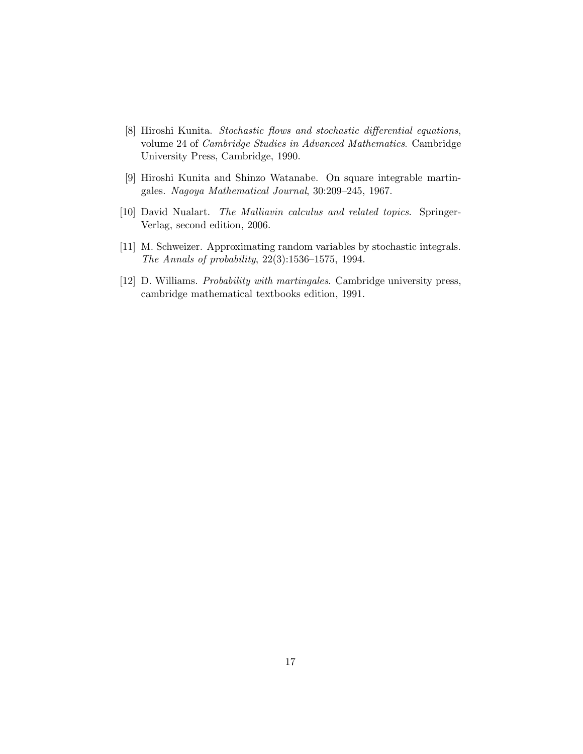[8] Hiroshi Kunita. *Stochastic flows and stochastic differential equations*, volume 24 of *Cambridge Studies in Advanced Mathematics*. Cambridge University Press, Cambridge, 1990.

[9] Hiroshi Kunita and Shinzo Watanabe. On square integrable martingales. *Nagoya Mathematical Journal*, 30:209–245, 1967.

[10] David Nualart. *The Malliavin calculus and related topics*. Springer-Verlag, second edition, 2006.

[11] M. Schweizer. Approximating random variables by stochastic integrals. *The Annals of probability*, 22(3):1536–1575, 1994.

[12] D. Williams. *Probability with martingales*. Cambridge university press, cambridge mathematical textbooks edition, 1991.